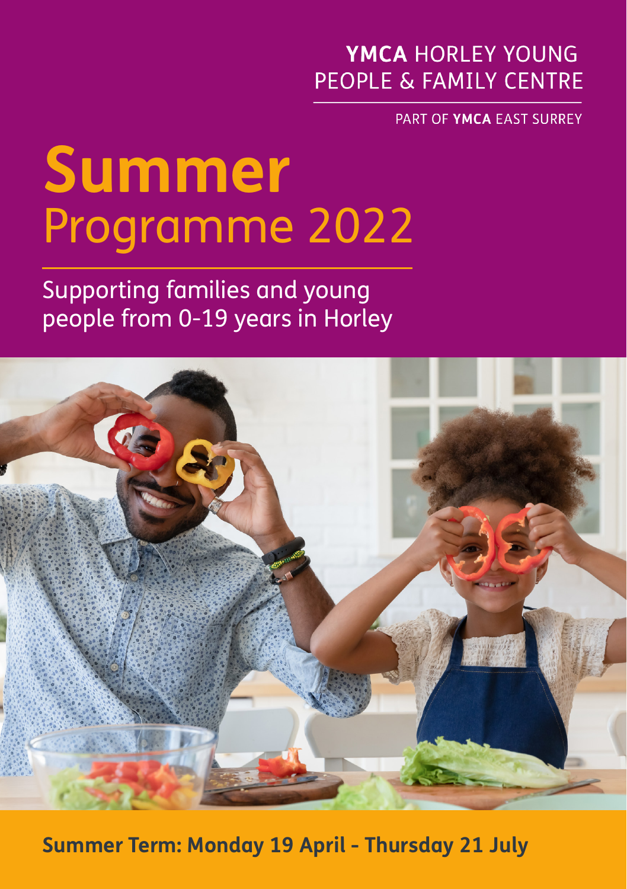**YMCA** HORLEY YOUNG PEOPLE & FAMILY CENTRE

PART OF **YMCA** EAST SURREY

# Summer Programme 2022

Supporting families and young people from 0-19 years in Horley

**Summer Term: Monday 19 April - Thursday 21 July**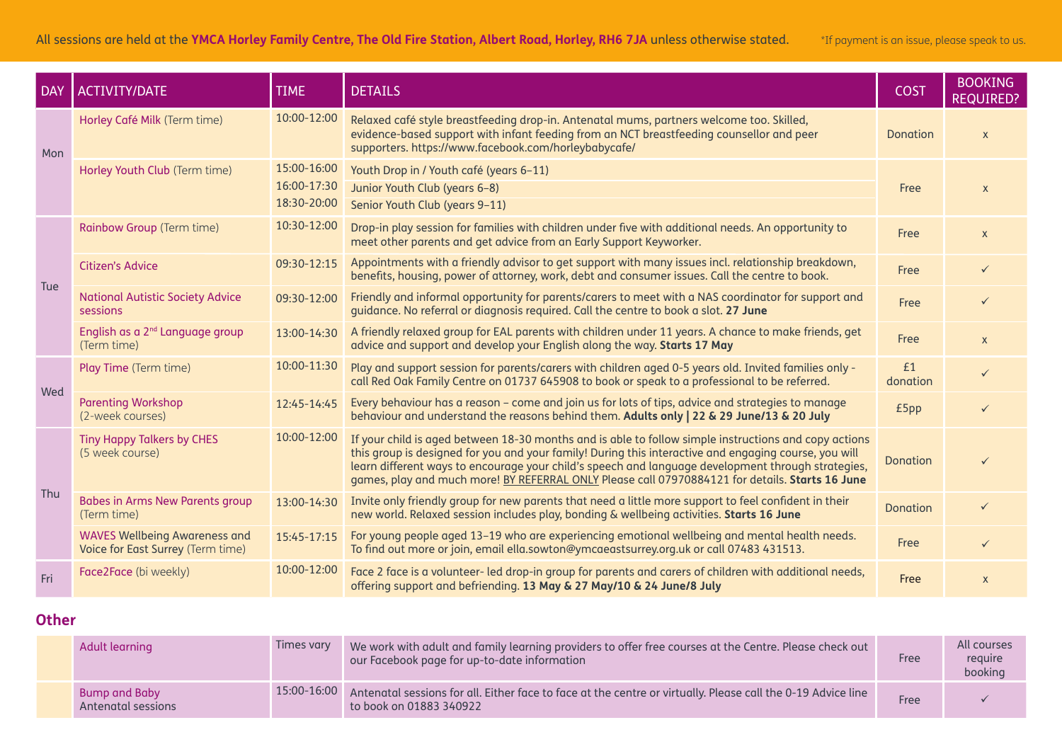All sessions are held at the **YMCA Horley Family Centre, The Old Fire Station, Albert Road, Horley, RH6 7JA** unless otherwise stated. *If payment is an issue, please speak to us.

| DAY | ACTIVITY/DATE | TIME | DETAILS | COST | BOOKING REQUIRED? |
|---|---|---|---|---|---|
| Mon | Horley Café Milk (Term time) | 10:00-12:00 | Relaxed café style breastfeeding drop-in. Antenatal mums, partners welcome too. Skilled, evidence-based support with infant feeding from an NCT breastfeeding counsellor and peer supporters. https://www.facebook.com/horleybabycafe/ | Donation | x |
| | Horley Youth Club (Term time) | 15:00-16:00 | Youth Drop in / Youth café (years 6–11) | Free | x |
| | | 16:00-17:30 | Junior Youth Club (years 6–8) | | |
| | | 18:30-20:00 | Senior Youth Club (years 9–11) | | |
| Tue | Rainbow Group (Term time) | 10:30-12:00 | Drop-in play session for families with children under five with additional needs. An opportunity to meet other parents and get advice from an Early Support Keyworker. | Free | x |
| | Citizen's Advice | 09:30-12:15 | Appointments with a friendly advisor to get support with many issues incl. relationship breakdown, benefits, housing, power of attorney, work, debt and consumer issues. Call the centre to book. | Free | ✓ |
| | National Autistic Society Advice sessions | 09:30-12:00 | Friendly and informal opportunity for parents/carers to meet with a NAS coordinator for support and guidance. No referral or diagnosis required. Call the centre to book a slot. **27 June** | Free | ✓ |
| | English as a 2nd Language group (Term time) | 13:00-14:30 | A friendly relaxed group for EAL parents with children under 11 years. A chance to make friends, get advice and support and develop your English along the way. **Starts 17 May** | Free | x |
| Wed | Play Time (Term time) | 10:00-11:30 | Play and support session for parents/carers with children aged 0-5 years old. Invited families only - call Red Oak Family Centre on 01737 645908 to book or speak to a professional to be referred. | £1 donation | ✓ |
| | Parenting Workshop (2-week courses) | 12:45-14:45 | Every behaviour has a reason – come and join us for lots of tips, advice and strategies to manage behaviour and understand the reasons behind them. **Adults only \| 22 & 29 June/13 & 20 July** | £5pp | ✓ |
| Thu | Tiny Happy Talkers by CHES (5 week course) | 10:00-12:00 | If your child is aged between 18-30 months and is able to follow simple instructions and copy actions this group is designed for you and your family! During this interactive and engaging course, you will learn different ways to encourage your child's speech and language development through strategies, games, play and much more! BY REFERRAL ONLY Please call 07970884121 for details. **Starts 16 June** | Donation | ✓ |
| | Babes in Arms New Parents group (Term time) | 13:00-14:30 | Invite only friendly group for new parents that need a little more support to feel confident in their new world. Relaxed session includes play, bonding & wellbeing activities. **Starts 16 June** | Donation | ✓ |
| | WAVES Wellbeing Awareness and Voice for East Surrey (Term time) | 15:45-17:15 | For young people aged 13–19 who are experiencing emotional wellbeing and mental health needs. To find out more or join, email ella.sowton@ymcaeastsurrey.org.uk or call 07483 431513. | Free | ✓ |
| Fri | Face2Face (bi weekly) | 10:00-12:00 | Face 2 face is a volunteer- led drop-in group for parents and carers of children with additional needs, offering support and befriending. **13 May & 27 May/10 & 24 June/8 July** | Free | x |

## Other

| | ACTIVITY/DATE | TIME | DETAILS | COST | BOOKING REQUIRED? |
|---|---|---|---|---|---|
| | Adult learning | Times vary | We work with adult and family learning providers to offer free courses at the Centre. Please check out our Facebook page for up-to-date information | Free | All courses require booking |
| | Bump and Baby Antenatal sessions | 15:00-16:00 | Antenatal sessions for all. Either face to face at the centre or virtually. Please call the 0-19 Advice line to book on 01883 340922 | Free | ✓ |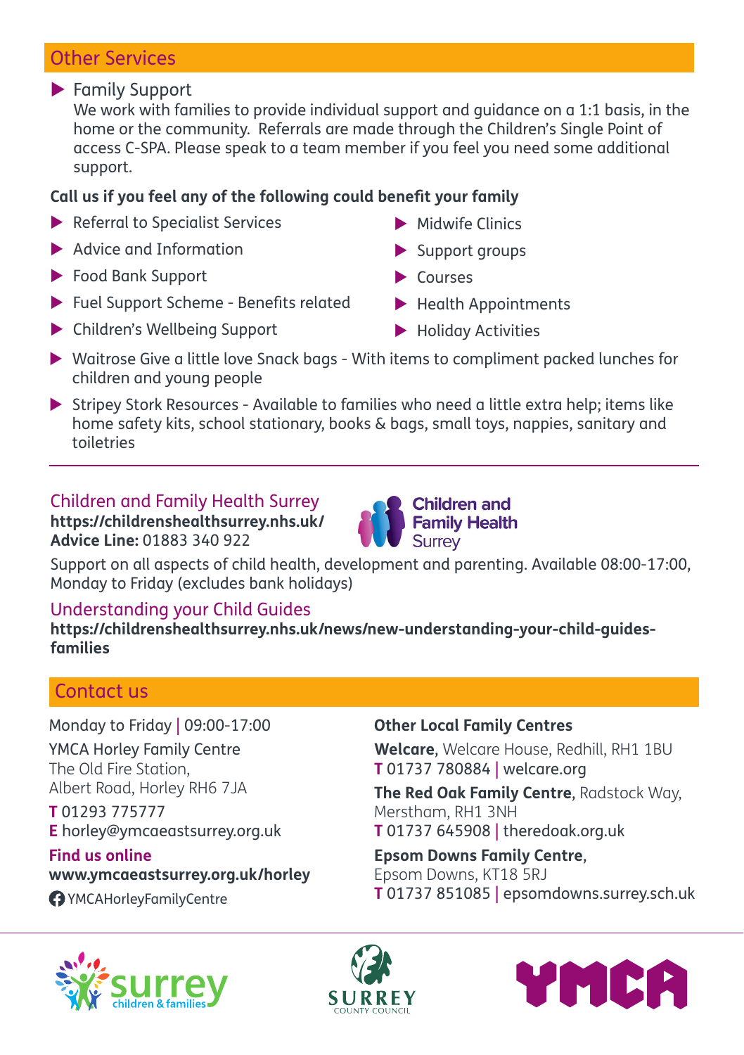## Other Services

- **Family Support**
  We work with families to provide individual support and guidance on a 1:1 basis, in the home or the community. Referrals are made through the Children's Single Point of access C-SPA. Please speak to a team member if you feel you need some additional support.

**Call us if you feel any of the following could benefit your family**

- Referral to Specialist Services
- Advice and Information
- Food Bank Support
- Fuel Support Scheme - Benefits related
- Children's Wellbeing Support
- Midwife Clinics
- Support groups
- Courses
- Health Appointments
- Holiday Activities
- Waitrose Give a little love Snack bags - With items to compliment packed lunches for children and young people
- Stripey Stork Resources - Available to families who need a little extra help; items like home safety kits, school stationary, books & bags, small toys, nappies, sanitary and toiletries

---

### Children and Family Health Surrey

**https://childrenshealthsurrey.nhs.uk/**
**Advice Line:** 01883 340 922

Children and Family Health Surrey

Support on all aspects of child health, development and parenting. Available 08:00-17:00, Monday to Friday (excludes bank holidays)

### Understanding your Child Guides

**https://childrenshealthsurrey.nhs.uk/news/new-understanding-your-child-guides-families**

## Contact us

Monday to Friday | 09:00-17:00

YMCA Horley Family Centre
The Old Fire Station,
Albert Road, Horley RH6 7JA

**T** 01293 775777
**E** horley@ymcaeastsurrey.org.uk

**Find us online**
**www.ymcaeastsurrey.org.uk/horley**
YMCAHorleyFamilyCentre

**Other Local Family Centres**

**Welcare**, Welcare House, Redhill, RH1 1BU
**T** 01737 780884 | welcare.org

**The Red Oak Family Centre**, Radstock Way, Merstham, RH1 3NH
**T** 01737 645908 | theredoak.org.uk

**Epsom Downs Family Centre**,
Epsom Downs, KT18 5RJ
**T** 01737 851085 | epsomdowns.surrey.sch.uk

surrey children & families

SURREY COUNTY COUNCIL

YMCA